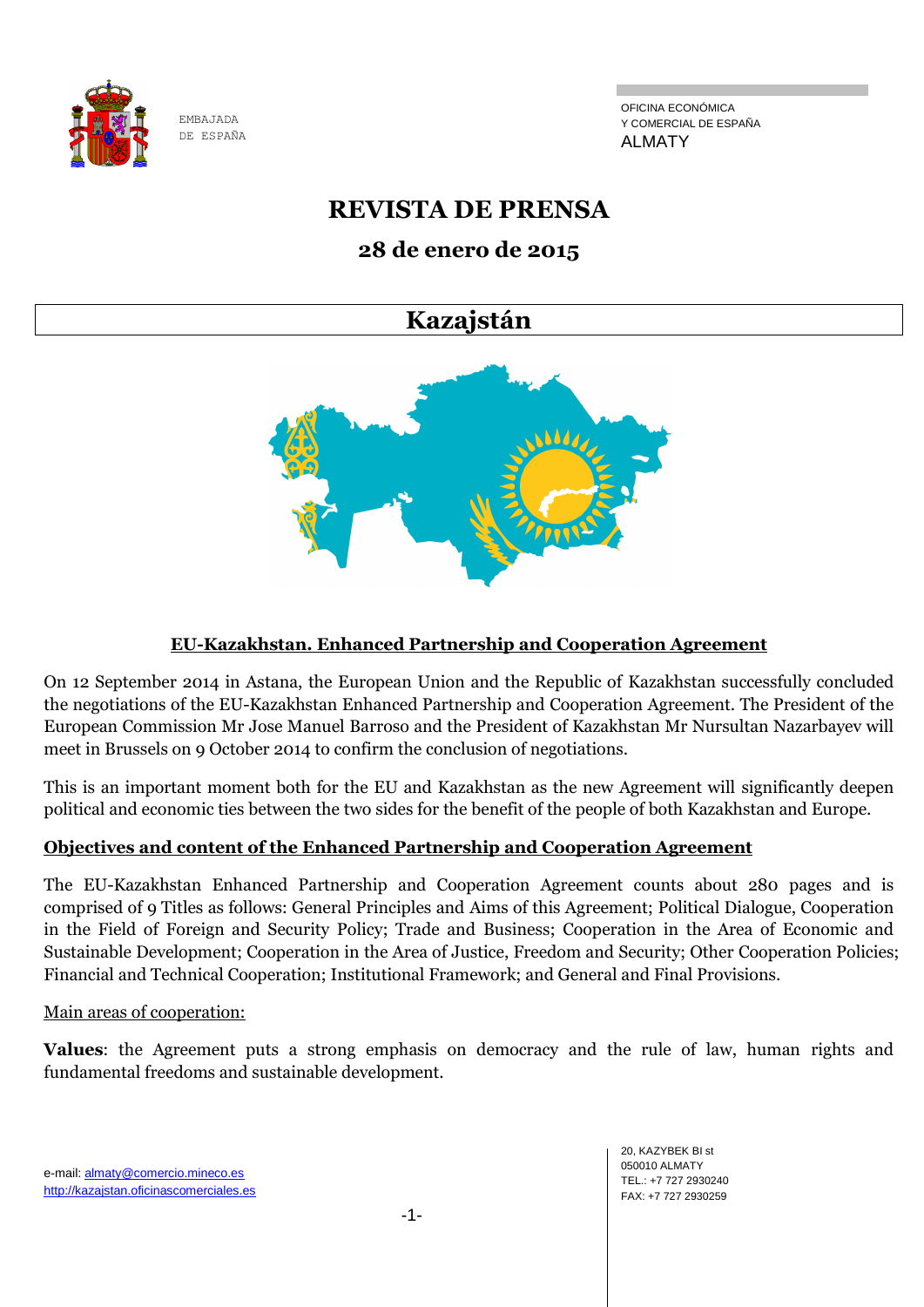EMBAJADA
DE ESPAÑA

OFICINA ECONÓMICA
Y COMERCIAL DE ESPAÑA
ALMATY

# REVISTA DE PRENSA

## 28 de enero de 2015

# Kazajstán

### EU-Kazakhstan. Enhanced Partnership and Cooperation Agreement

On 12 September 2014 in Astana, the European Union and the Republic of Kazakhstan successfully concluded the negotiations of the EU-Kazakhstan Enhanced Partnership and Cooperation Agreement. The President of the European Commission Mr Jose Manuel Barroso and the President of Kazakhstan Mr Nursultan Nazarbayev will meet in Brussels on 9 October 2014 to confirm the conclusion of negotiations.

This is an important moment both for the EU and Kazakhstan as the new Agreement will significantly deepen political and economic ties between the two sides for the benefit of the people of both Kazakhstan and Europe.

### Objectives and content of the Enhanced Partnership and Cooperation Agreement

The EU-Kazakhstan Enhanced Partnership and Cooperation Agreement counts about 280 pages and is comprised of 9 Titles as follows: General Principles and Aims of this Agreement; Political Dialogue, Cooperation in the Field of Foreign and Security Policy; Trade and Business; Cooperation in the Area of Economic and Sustainable Development; Cooperation in the Area of Justice, Freedom and Security; Other Cooperation Policies; Financial and Technical Cooperation; Institutional Framework; and General and Final Provisions.

Main areas of cooperation:

**Values**: the Agreement puts a strong emphasis on democracy and the rule of law, human rights and fundamental freedoms and sustainable development.

e-mail: almaty@comercio.mineco.es
http://kazajstan.oficinascomerciales.es

20, KAZYBEK BI st
050010 ALMATY
TEL.: +7 727 2930240
FAX: +7 727 2930259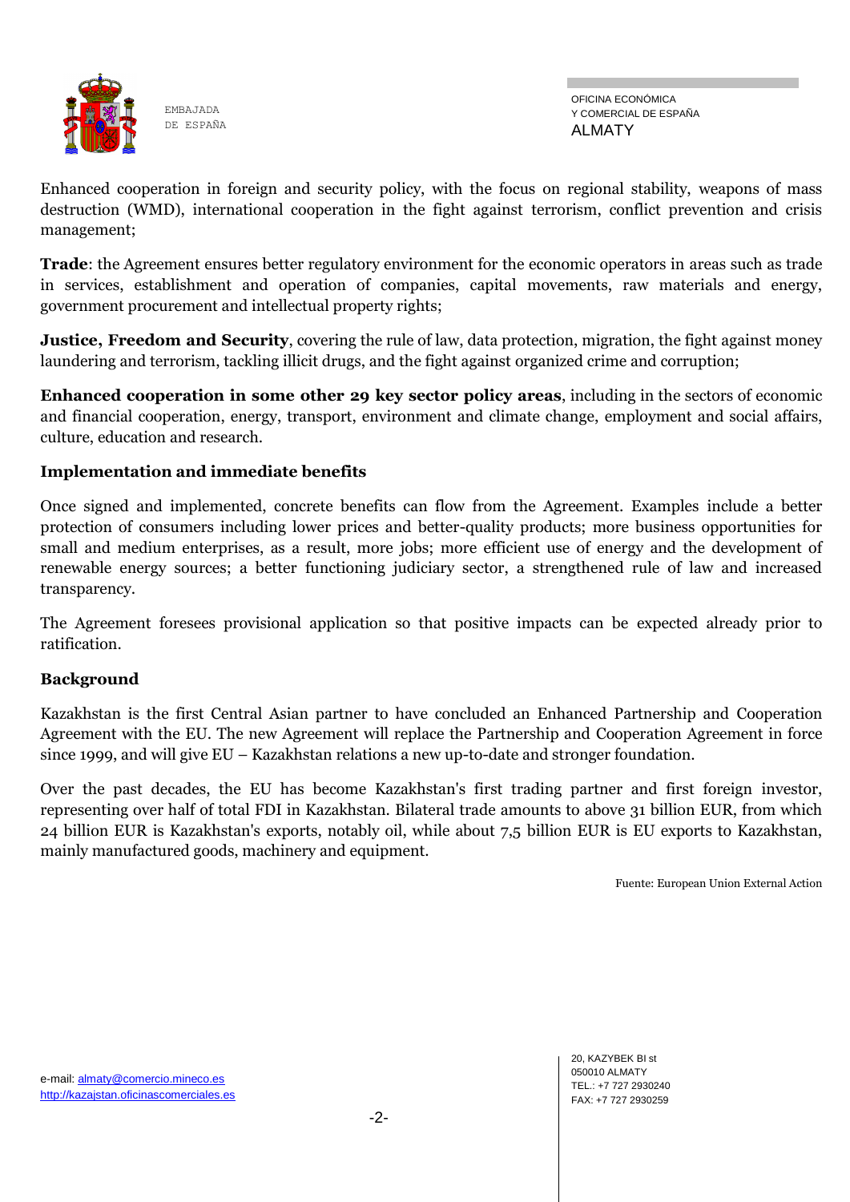Enhanced cooperation in foreign and security policy, with the focus on regional stability, weapons of mass destruction (WMD), international cooperation in the fight against terrorism, conflict prevention and crisis management;

**Trade**: the Agreement ensures better regulatory environment for the economic operators in areas such as trade in services, establishment and operation of companies, capital movements, raw materials and energy, government procurement and intellectual property rights;

**Justice, Freedom and Security**, covering the rule of law, data protection, migration, the fight against money laundering and terrorism, tackling illicit drugs, and the fight against organized crime and corruption;

**Enhanced cooperation in some other 29 key sector policy areas**, including in the sectors of economic and financial cooperation, energy, transport, environment and climate change, employment and social affairs, culture, education and research.

## Implementation and immediate benefits

Once signed and implemented, concrete benefits can flow from the Agreement. Examples include a better protection of consumers including lower prices and better-quality products; more business opportunities for small and medium enterprises, as a result, more jobs; more efficient use of energy and the development of renewable energy sources; a better functioning judiciary sector, a strengthened rule of law and increased transparency.

The Agreement foresees provisional application so that positive impacts can be expected already prior to ratification.

## Background

Kazakhstan is the first Central Asian partner to have concluded an Enhanced Partnership and Cooperation Agreement with the EU. The new Agreement will replace the Partnership and Cooperation Agreement in force since 1999, and will give EU – Kazakhstan relations a new up-to-date and stronger foundation.

Over the past decades, the EU has become Kazakhstan's first trading partner and first foreign investor, representing over half of total FDI in Kazakhstan. Bilateral trade amounts to above 31 billion EUR, from which 24 billion EUR is Kazakhstan's exports, notably oil, while about 7,5 billion EUR is EU exports to Kazakhstan, mainly manufactured goods, machinery and equipment.

Fuente: European Union External Action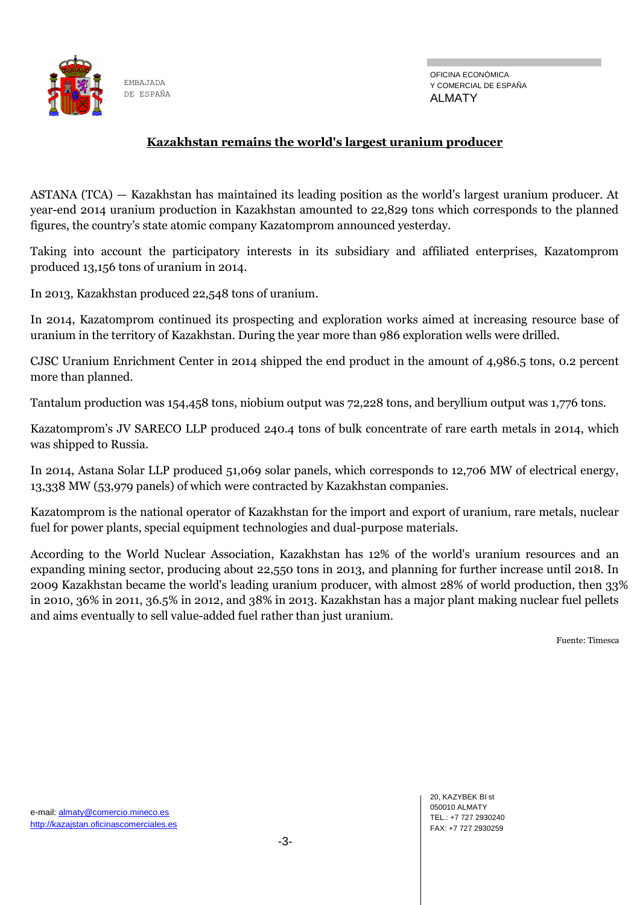## Kazakhstan remains the world's largest uranium producer

ASTANA (TCA) — Kazakhstan has maintained its leading position as the world's largest uranium producer. At year-end 2014 uranium production in Kazakhstan amounted to 22,829 tons which corresponds to the planned figures, the country's state atomic company Kazatomprom announced yesterday.

Taking into account the participatory interests in its subsidiary and affiliated enterprises, Kazatomprom produced 13,156 tons of uranium in 2014.

In 2013, Kazakhstan produced 22,548 tons of uranium.

In 2014, Kazatomprom continued its prospecting and exploration works aimed at increasing resource base of uranium in the territory of Kazakhstan. During the year more than 986 exploration wells were drilled.

CJSC Uranium Enrichment Center in 2014 shipped the end product in the amount of 4,986.5 tons, 0.2 percent more than planned.

Tantalum production was 154,458 tons, niobium output was 72,228 tons, and beryllium output was 1,776 tons.

Kazatomprom's JV SARECO LLP produced 240.4 tons of bulk concentrate of rare earth metals in 2014, which was shipped to Russia.

In 2014, Astana Solar LLP produced 51,069 solar panels, which corresponds to 12,706 MW of electrical energy, 13,338 MW (53,979 panels) of which were contracted by Kazakhstan companies.

Kazatomprom is the national operator of Kazakhstan for the import and export of uranium, rare metals, nuclear fuel for power plants, special equipment technologies and dual-purpose materials.

According to the World Nuclear Association, Kazakhstan has 12% of the world's uranium resources and an expanding mining sector, producing about 22,550 tons in 2013, and planning for further increase until 2018. In 2009 Kazakhstan became the world's leading uranium producer, with almost 28% of world production, then 33% in 2010, 36% in 2011, 36.5% in 2012, and 38% in 2013. Kazakhstan has a major plant making nuclear fuel pellets and aims eventually to sell value-added fuel rather than just uranium.

Fuente: Timesca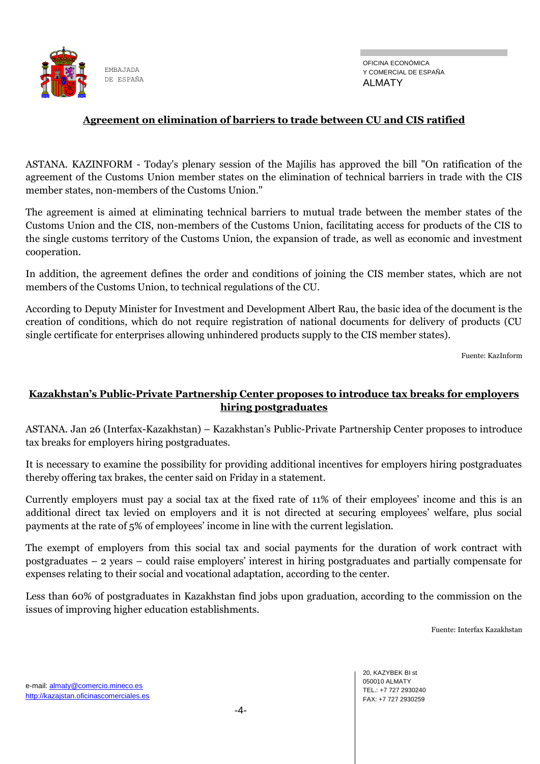## Agreement on elimination of barriers to trade between CU and CIS ratified

ASTANA. KAZINFORM - Today's plenary session of the Majilis has approved the bill "On ratification of the agreement of the Customs Union member states on the elimination of technical barriers in trade with the CIS member states, non-members of the Customs Union."

The agreement is aimed at eliminating technical barriers to mutual trade between the member states of the Customs Union and the CIS, non-members of the Customs Union, facilitating access for products of the CIS to the single customs territory of the Customs Union, the expansion of trade, as well as economic and investment cooperation.

In addition, the agreement defines the order and conditions of joining the CIS member states, which are not members of the Customs Union, to technical regulations of the CU.

According to Deputy Minister for Investment and Development Albert Rau, the basic idea of the document is the creation of conditions, which do not require registration of national documents for delivery of products (CU single certificate for enterprises allowing unhindered products supply to the CIS member states).

Fuente: KazInform

## Kazakhstan's Public-Private Partnership Center proposes to introduce tax breaks for employers hiring postgraduates

ASTANA. Jan 26 (Interfax-Kazakhstan) – Kazakhstan's Public-Private Partnership Center proposes to introduce tax breaks for employers hiring postgraduates.

It is necessary to examine the possibility for providing additional incentives for employers hiring postgraduates thereby offering tax brakes, the center said on Friday in a statement.

Currently employers must pay a social tax at the fixed rate of 11% of their employees' income and this is an additional direct tax levied on employers and it is not directed at securing employees' welfare, plus social payments at the rate of 5% of employees' income in line with the current legislation.

The exempt of employers from this social tax and social payments for the duration of work contract with postgraduates – 2 years – could raise employers' interest in hiring postgraduates and partially compensate for expenses relating to their social and vocational adaptation, according to the center.

Less than 60% of postgraduates in Kazakhstan find jobs upon graduation, according to the commission on the issues of improving higher education establishments.

Fuente: Interfax Kazakhstan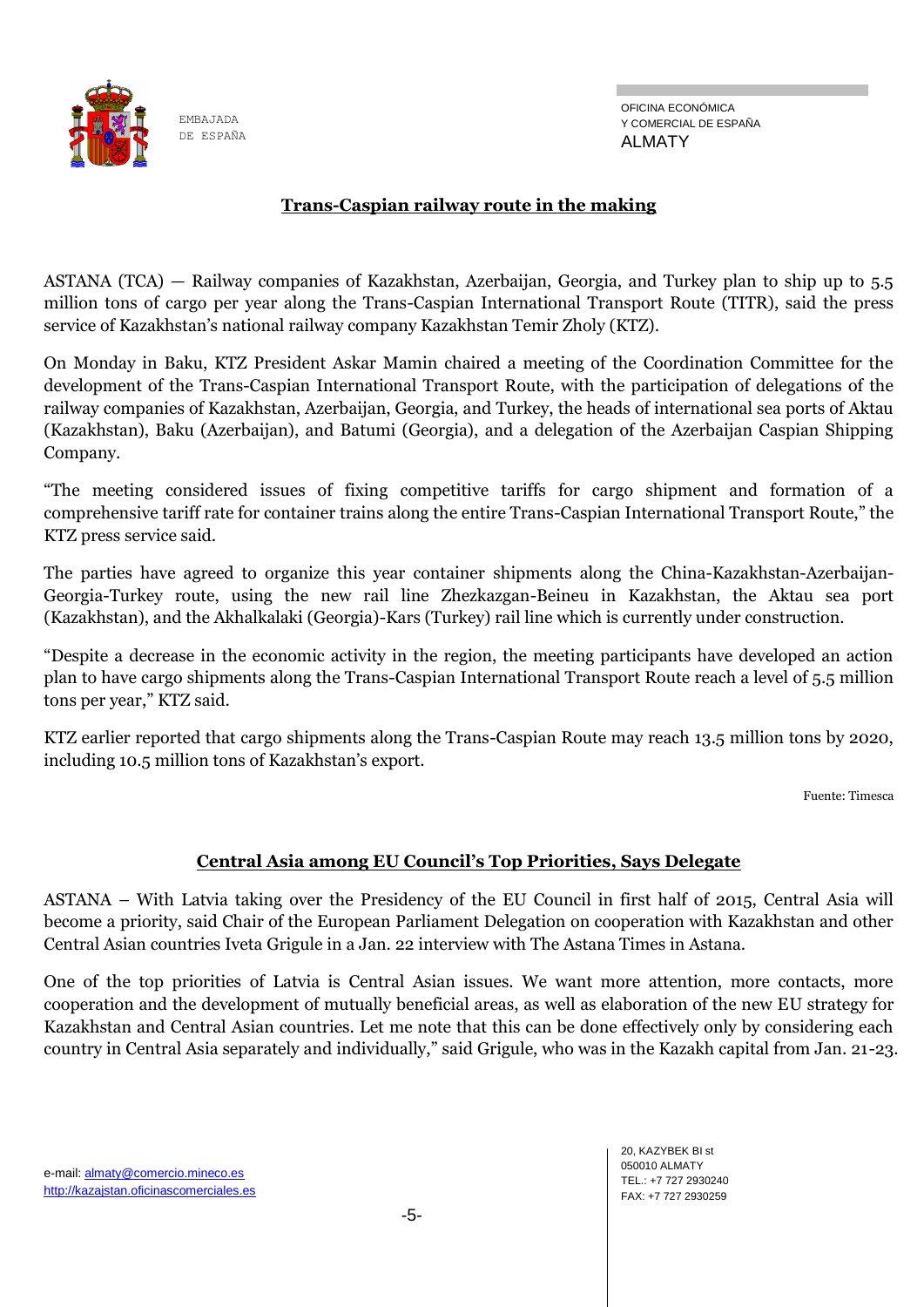## Trans-Caspian railway route in the making

ASTANA (TCA) — Railway companies of Kazakhstan, Azerbaijan, Georgia, and Turkey plan to ship up to 5.5 million tons of cargo per year along the Trans-Caspian International Transport Route (TITR), said the press service of Kazakhstan's national railway company Kazakhstan Temir Zholy (KTZ).

On Monday in Baku, KTZ President Askar Mamin chaired a meeting of the Coordination Committee for the development of the Trans-Caspian International Transport Route, with the participation of delegations of the railway companies of Kazakhstan, Azerbaijan, Georgia, and Turkey, the heads of international sea ports of Aktau (Kazakhstan), Baku (Azerbaijan), and Batumi (Georgia), and a delegation of the Azerbaijan Caspian Shipping Company.

"The meeting considered issues of fixing competitive tariffs for cargo shipment and formation of a comprehensive tariff rate for container trains along the entire Trans-Caspian International Transport Route," the KTZ press service said.

The parties have agreed to organize this year container shipments along the China-Kazakhstan-Azerbaijan-Georgia-Turkey route, using the new rail line Zhezkazgan-Beineu in Kazakhstan, the Aktau sea port (Kazakhstan), and the Akhalkalaki (Georgia)-Kars (Turkey) rail line which is currently under construction.

"Despite a decrease in the economic activity in the region, the meeting participants have developed an action plan to have cargo shipments along the Trans-Caspian International Transport Route reach a level of 5.5 million tons per year," KTZ said.

KTZ earlier reported that cargo shipments along the Trans-Caspian Route may reach 13.5 million tons by 2020, including 10.5 million tons of Kazakhstan's export.

Fuente: Timesca

## Central Asia among EU Council's Top Priorities, Says Delegate

ASTANA – With Latvia taking over the Presidency of the EU Council in first half of 2015, Central Asia will become a priority, said Chair of the European Parliament Delegation on cooperation with Kazakhstan and other Central Asian countries Iveta Grigule in a Jan. 22 interview with The Astana Times in Astana.

One of the top priorities of Latvia is Central Asian issues. We want more attention, more contacts, more cooperation and the development of mutually beneficial areas, as well as elaboration of the new EU strategy for Kazakhstan and Central Asian countries. Let me note that this can be done effectively only by considering each country in Central Asia separately and individually," said Grigule, who was in the Kazakh capital from Jan. 21-23.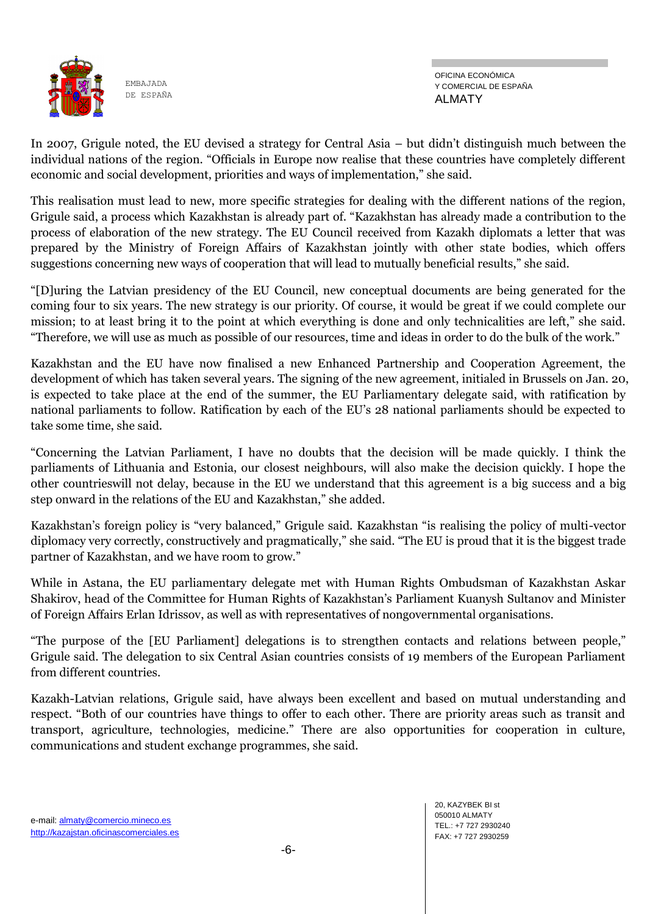In 2007, Grigule noted, the EU devised a strategy for Central Asia – but didn't distinguish much between the individual nations of the region. "Officials in Europe now realise that these countries have completely different economic and social development, priorities and ways of implementation," she said.

This realisation must lead to new, more specific strategies for dealing with the different nations of the region, Grigule said, a process which Kazakhstan is already part of. "Kazakhstan has already made a contribution to the process of elaboration of the new strategy. The EU Council received from Kazakh diplomats a letter that was prepared by the Ministry of Foreign Affairs of Kazakhstan jointly with other state bodies, which offers suggestions concerning new ways of cooperation that will lead to mutually beneficial results," she said.

"[D]uring the Latvian presidency of the EU Council, new conceptual documents are being generated for the coming four to six years. The new strategy is our priority. Of course, it would be great if we could complete our mission; to at least bring it to the point at which everything is done and only technicalities are left," she said. "Therefore, we will use as much as possible of our resources, time and ideas in order to do the bulk of the work."

Kazakhstan and the EU have now finalised a new Enhanced Partnership and Cooperation Agreement, the development of which has taken several years. The signing of the new agreement, initialed in Brussels on Jan. 20, is expected to take place at the end of the summer, the EU Parliamentary delegate said, with ratification by national parliaments to follow. Ratification by each of the EU's 28 national parliaments should be expected to take some time, she said.

"Concerning the Latvian Parliament, I have no doubts that the decision will be made quickly. I think the parliaments of Lithuania and Estonia, our closest neighbours, will also make the decision quickly. I hope the other countrieswill not delay, because in the EU we understand that this agreement is a big success and a big step onward in the relations of the EU and Kazakhstan," she added.

Kazakhstan's foreign policy is "very balanced," Grigule said. Kazakhstan "is realising the policy of multi-vector diplomacy very correctly, constructively and pragmatically," she said. "The EU is proud that it is the biggest trade partner of Kazakhstan, and we have room to grow."

While in Astana, the EU parliamentary delegate met with Human Rights Ombudsman of Kazakhstan Askar Shakirov, head of the Committee for Human Rights of Kazakhstan's Parliament Kuanysh Sultanov and Minister of Foreign Affairs Erlan Idrissov, as well as with representatives of nongovernmental organisations.

"The purpose of the [EU Parliament] delegations is to strengthen contacts and relations between people," Grigule said. The delegation to six Central Asian countries consists of 19 members of the European Parliament from different countries.

Kazakh-Latvian relations, Grigule said, have always been excellent and based on mutual understanding and respect. "Both of our countries have things to offer to each other. There are priority areas such as transit and transport, agriculture, technologies, medicine." There are also opportunities for cooperation in culture, communications and student exchange programmes, she said.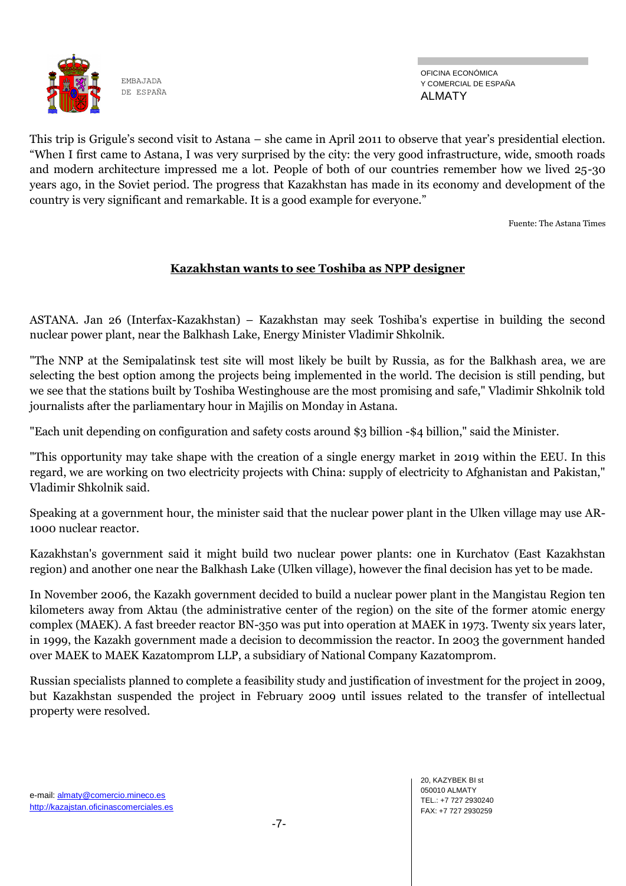This trip is Grigule's second visit to Astana – she came in April 2011 to observe that year's presidential election. "When I first came to Astana, I was very surprised by the city: the very good infrastructure, wide, smooth roads and modern architecture impressed me a lot. People of both of our countries remember how we lived 25-30 years ago, in the Soviet period. The progress that Kazakhstan has made in its economy and development of the country is very significant and remarkable. It is a good example for everyone."

Fuente: The Astana Times

## Kazakhstan wants to see Toshiba as NPP designer

ASTANA. Jan 26 (Interfax-Kazakhstan) – Kazakhstan may seek Toshiba's expertise in building the second nuclear power plant, near the Balkhash Lake, Energy Minister Vladimir Shkolnik.

"The NNP at the Semipalatinsk test site will most likely be built by Russia, as for the Balkhash area, we are selecting the best option among the projects being implemented in the world. The decision is still pending, but we see that the stations built by Toshiba Westinghouse are the most promising and safe," Vladimir Shkolnik told journalists after the parliamentary hour in Majilis on Monday in Astana.

"Each unit depending on configuration and safety costs around $3 billion -$4 billion," said the Minister.

"This opportunity may take shape with the creation of a single energy market in 2019 within the EEU. In this regard, we are working on two electricity projects with China: supply of electricity to Afghanistan and Pakistan," Vladimir Shkolnik said.

Speaking at a government hour, the minister said that the nuclear power plant in the Ulken village may use AR-1000 nuclear reactor.

Kazakhstan's government said it might build two nuclear power plants: one in Kurchatov (East Kazakhstan region) and another one near the Balkhash Lake (Ulken village), however the final decision has yet to be made.

In November 2006, the Kazakh government decided to build a nuclear power plant in the Mangistau Region ten kilometers away from Aktau (the administrative center of the region) on the site of the former atomic energy complex (MAEK). A fast breeder reactor BN-350 was put into operation at MAEK in 1973. Twenty six years later, in 1999, the Kazakh government made a decision to decommission the reactor. In 2003 the government handed over MAEK to MAEK Kazatomprom LLP, a subsidiary of National Company Kazatomprom.

Russian specialists planned to complete a feasibility study and justification of investment for the project in 2009, but Kazakhstan suspended the project in February 2009 until issues related to the transfer of intellectual property were resolved.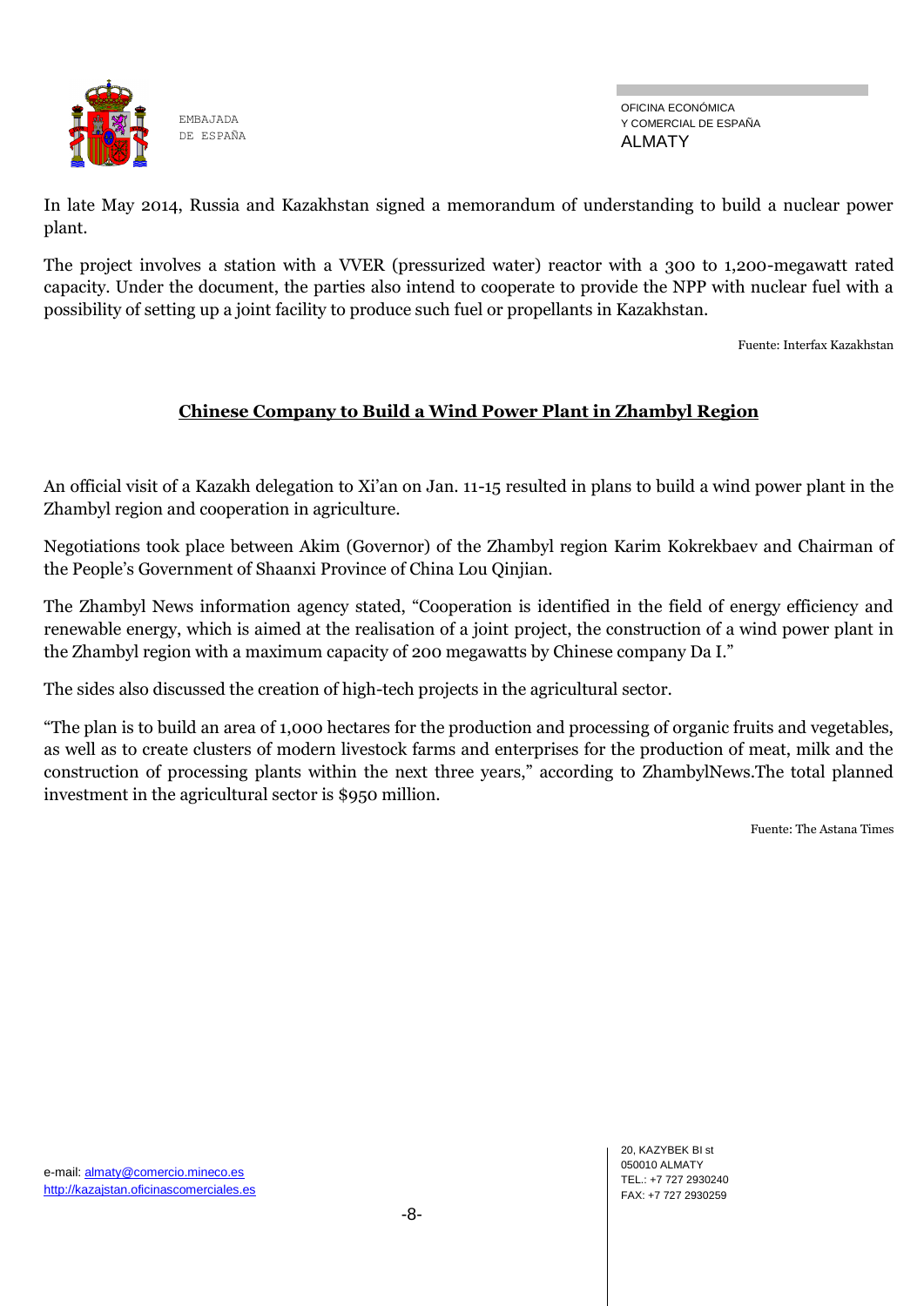In late May 2014, Russia and Kazakhstan signed a memorandum of understanding to build a nuclear power plant.

The project involves a station with a VVER (pressurized water) reactor with a 300 to 1,200-megawatt rated capacity. Under the document, the parties also intend to cooperate to provide the NPP with nuclear fuel with a possibility of setting up a joint facility to produce such fuel or propellants in Kazakhstan.

Fuente: Interfax Kazakhstan

## Chinese Company to Build a Wind Power Plant in Zhambyl Region

An official visit of a Kazakh delegation to Xi'an on Jan. 11-15 resulted in plans to build a wind power plant in the Zhambyl region and cooperation in agriculture.

Negotiations took place between Akim (Governor) of the Zhambyl region Karim Kokrekbaev and Chairman of the People's Government of Shaanxi Province of China Lou Qinjian.

The Zhambyl News information agency stated, "Cooperation is identified in the field of energy efficiency and renewable energy, which is aimed at the realisation of a joint project, the construction of a wind power plant in the Zhambyl region with a maximum capacity of 200 megawatts by Chinese company Da I."

The sides also discussed the creation of high-tech projects in the agricultural sector.

"The plan is to build an area of 1,000 hectares for the production and processing of organic fruits and vegetables, as well as to create clusters of modern livestock farms and enterprises for the production of meat, milk and the construction of processing plants within the next three years," according to ZhambylNews.The total planned investment in the agricultural sector is $950 million.

Fuente: The Astana Times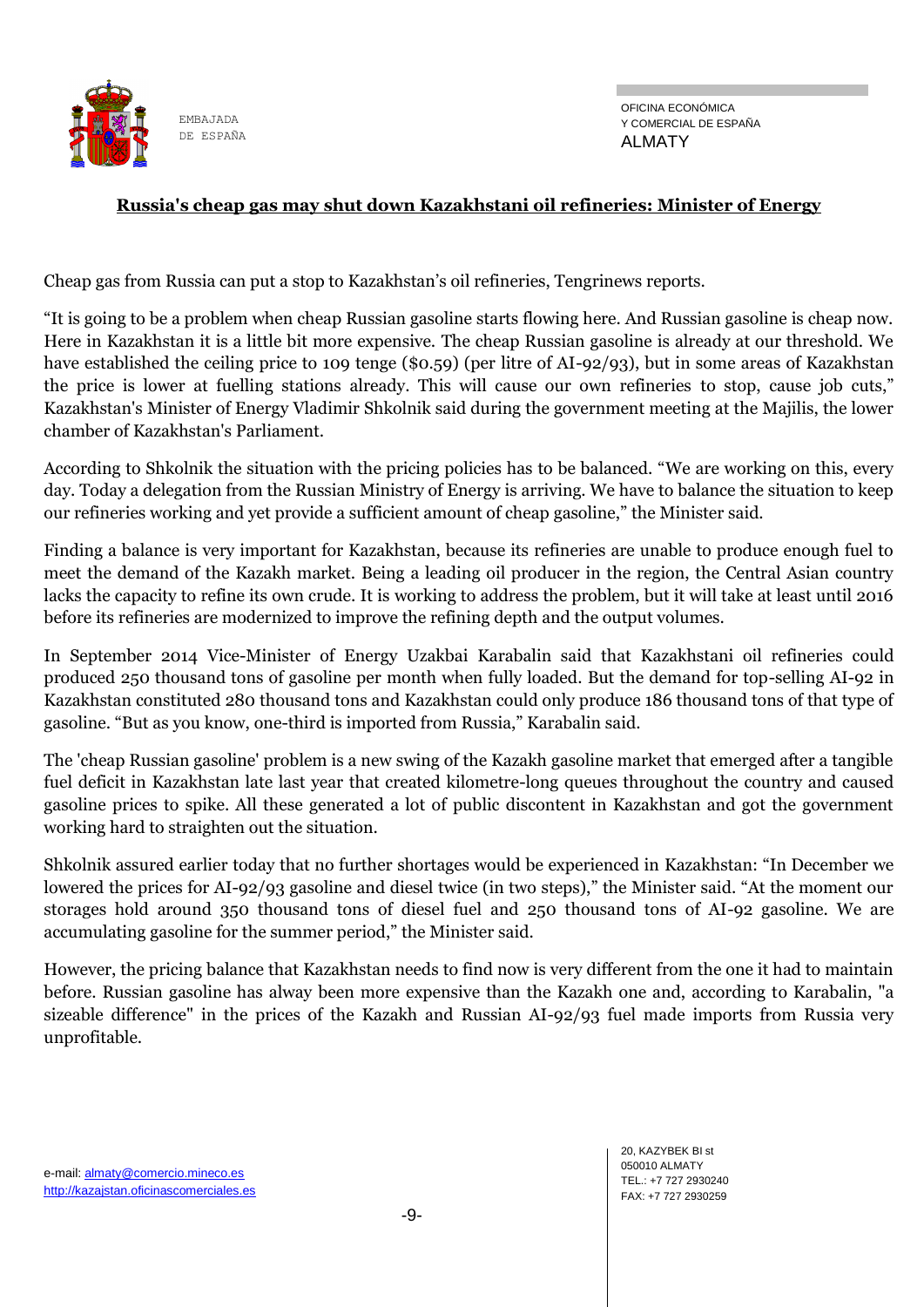## Russia's cheap gas may shut down Kazakhstani oil refineries: Minister of Energy

Cheap gas from Russia can put a stop to Kazakhstan's oil refineries, Tengrinews reports.

"It is going to be a problem when cheap Russian gasoline starts flowing here. And Russian gasoline is cheap now. Here in Kazakhstan it is a little bit more expensive. The cheap Russian gasoline is already at our threshold. We have established the ceiling price to 109 tenge ($0.59) (per litre of AI-92/93), but in some areas of Kazakhstan the price is lower at fuelling stations already. This will cause our own refineries to stop, cause job cuts," Kazakhstan's Minister of Energy Vladimir Shkolnik said during the government meeting at the Majilis, the lower chamber of Kazakhstan's Parliament.

According to Shkolnik the situation with the pricing policies has to be balanced. "We are working on this, every day. Today a delegation from the Russian Ministry of Energy is arriving. We have to balance the situation to keep our refineries working and yet provide a sufficient amount of cheap gasoline," the Minister said.

Finding a balance is very important for Kazakhstan, because its refineries are unable to produce enough fuel to meet the demand of the Kazakh market. Being a leading oil producer in the region, the Central Asian country lacks the capacity to refine its own crude. It is working to address the problem, but it will take at least until 2016 before its refineries are modernized to improve the refining depth and the output volumes.

In September 2014 Vice-Minister of Energy Uzakbai Karabalin said that Kazakhstani oil refineries could produced 250 thousand tons of gasoline per month when fully loaded. But the demand for top-selling AI-92 in Kazakhstan constituted 280 thousand tons and Kazakhstan could only produce 186 thousand tons of that type of gasoline. "But as you know, one-third is imported from Russia," Karabalin said.

The 'cheap Russian gasoline' problem is a new swing of the Kazakh gasoline market that emerged after a tangible fuel deficit in Kazakhstan late last year that created kilometre-long queues throughout the country and caused gasoline prices to spike. All these generated a lot of public discontent in Kazakhstan and got the government working hard to straighten out the situation.

Shkolnik assured earlier today that no further shortages would be experienced in Kazakhstan: "In December we lowered the prices for AI-92/93 gasoline and diesel twice (in two steps)," the Minister said. "At the moment our storages hold around 350 thousand tons of diesel fuel and 250 thousand tons of AI-92 gasoline. We are accumulating gasoline for the summer period," the Minister said.

However, the pricing balance that Kazakhstan needs to find now is very different from the one it had to maintain before. Russian gasoline has alway been more expensive than the Kazakh one and, according to Karabalin, "a sizeable difference" in the prices of the Kazakh and Russian AI-92/93 fuel made imports from Russia very unprofitable.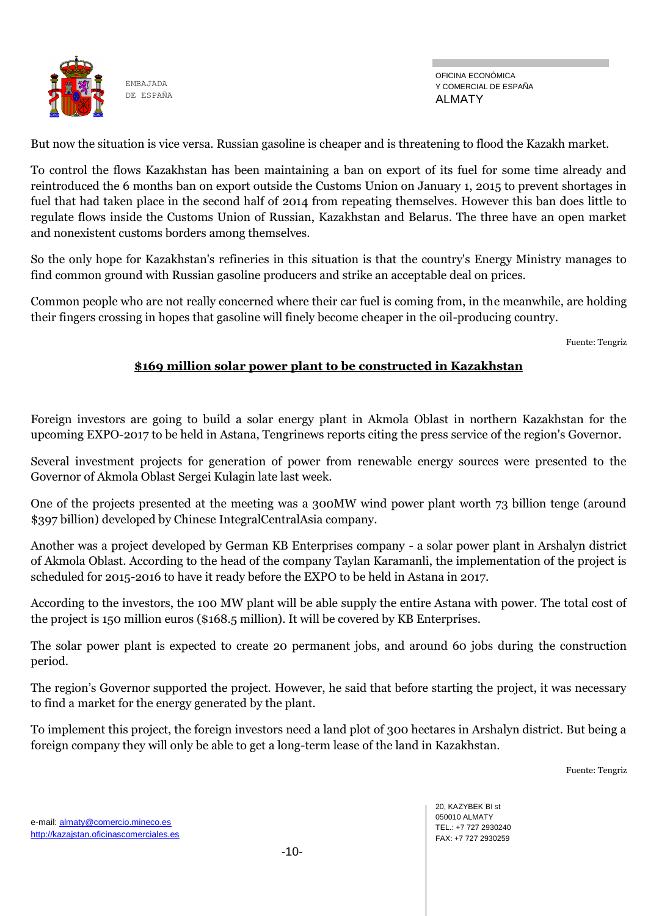But now the situation is vice versa. Russian gasoline is cheaper and is threatening to flood the Kazakh market.

To control the flows Kazakhstan has been maintaining a ban on export of its fuel for some time already and reintroduced the 6 months ban on export outside the Customs Union on January 1, 2015 to prevent shortages in fuel that had taken place in the second half of 2014 from repeating themselves. However this ban does little to regulate flows inside the Customs Union of Russian, Kazakhstan and Belarus. The three have an open market and nonexistent customs borders among themselves.

So the only hope for Kazakhstan's refineries in this situation is that the country's Energy Ministry manages to find common ground with Russian gasoline producers and strike an acceptable deal on prices.

Common people who are not really concerned where their car fuel is coming from, in the meanwhile, are holding their fingers crossing in hopes that gasoline will finely become cheaper in the oil-producing country.

Fuente: Tengriz

## $169 million solar power plant to be constructed in Kazakhstan

Foreign investors are going to build a solar energy plant in Akmola Oblast in northern Kazakhstan for the upcoming EXPO-2017 to be held in Astana, Tengrinews reports citing the press service of the region's Governor.

Several investment projects for generation of power from renewable energy sources were presented to the Governor of Akmola Oblast Sergei Kulagin late last week.

One of the projects presented at the meeting was a 300MW wind power plant worth 73 billion tenge (around $397 billion) developed by Chinese IntegralCentralAsia company.

Another was a project developed by German KB Enterprises company - a solar power plant in Arshalyn district of Akmola Oblast. According to the head of the company Taylan Karamanli, the implementation of the project is scheduled for 2015-2016 to have it ready before the EXPO to be held in Astana in 2017.

According to the investors, the 100 MW plant will be able supply the entire Astana with power. The total cost of the project is 150 million euros ($168.5 million). It will be covered by KB Enterprises.

The solar power plant is expected to create 20 permanent jobs, and around 60 jobs during the construction period.

The region's Governor supported the project. However, he said that before starting the project, it was necessary to find a market for the energy generated by the plant.

To implement this project, the foreign investors need a land plot of 300 hectares in Arshalyn district. But being a foreign company they will only be able to get a long-term lease of the land in Kazakhstan.

Fuente: Tengriz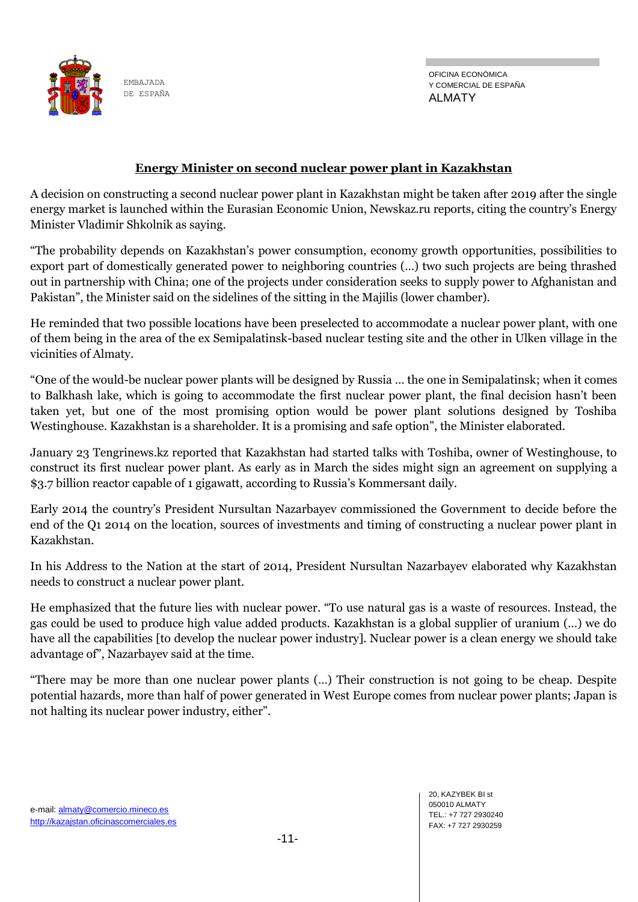## Energy Minister on second nuclear power plant in Kazakhstan

A decision on constructing a second nuclear power plant in Kazakhstan might be taken after 2019 after the single energy market is launched within the Eurasian Economic Union, Newskaz.ru reports, citing the country's Energy Minister Vladimir Shkolnik as saying.

"The probability depends on Kazakhstan's power consumption, economy growth opportunities, possibilities to export part of domestically generated power to neighboring countries (…) two such projects are being thrashed out in partnership with China; one of the projects under consideration seeks to supply power to Afghanistan and Pakistan", the Minister said on the sidelines of the sitting in the Majilis (lower chamber).

He reminded that two possible locations have been preselected to accommodate a nuclear power plant, with one of them being in the area of the ex Semipalatinsk-based nuclear testing site and the other in Ulken village in the vicinities of Almaty.

"One of the would-be nuclear power plants will be designed by Russia … the one in Semipalatinsk; when it comes to Balkhash lake, which is going to accommodate the first nuclear power plant, the final decision hasn't been taken yet, but one of the most promising option would be power plant solutions designed by Toshiba Westinghouse. Kazakhstan is a shareholder. It is a promising and safe option", the Minister elaborated.

January 23 Tengrinews.kz reported that Kazakhstan had started talks with Toshiba, owner of Westinghouse, to construct its first nuclear power plant. As early as in March the sides might sign an agreement on supplying a $3.7 billion reactor capable of 1 gigawatt, according to Russia's Kommersant daily.

Early 2014 the country's President Nursultan Nazarbayev commissioned the Government to decide before the end of the Q1 2014 on the location, sources of investments and timing of constructing a nuclear power plant in Kazakhstan.

In his Address to the Nation at the start of 2014, President Nursultan Nazarbayev elaborated why Kazakhstan needs to construct a nuclear power plant.

He emphasized that the future lies with nuclear power. "To use natural gas is a waste of resources. Instead, the gas could be used to produce high value added products. Kazakhstan is a global supplier of uranium (…) we do have all the capabilities [to develop the nuclear power industry]. Nuclear power is a clean energy we should take advantage of", Nazarbayev said at the time.

"There may be more than one nuclear power plants (…) Their construction is not going to be cheap. Despite potential hazards, more than half of power generated in West Europe comes from nuclear power plants; Japan is not halting its nuclear power industry, either".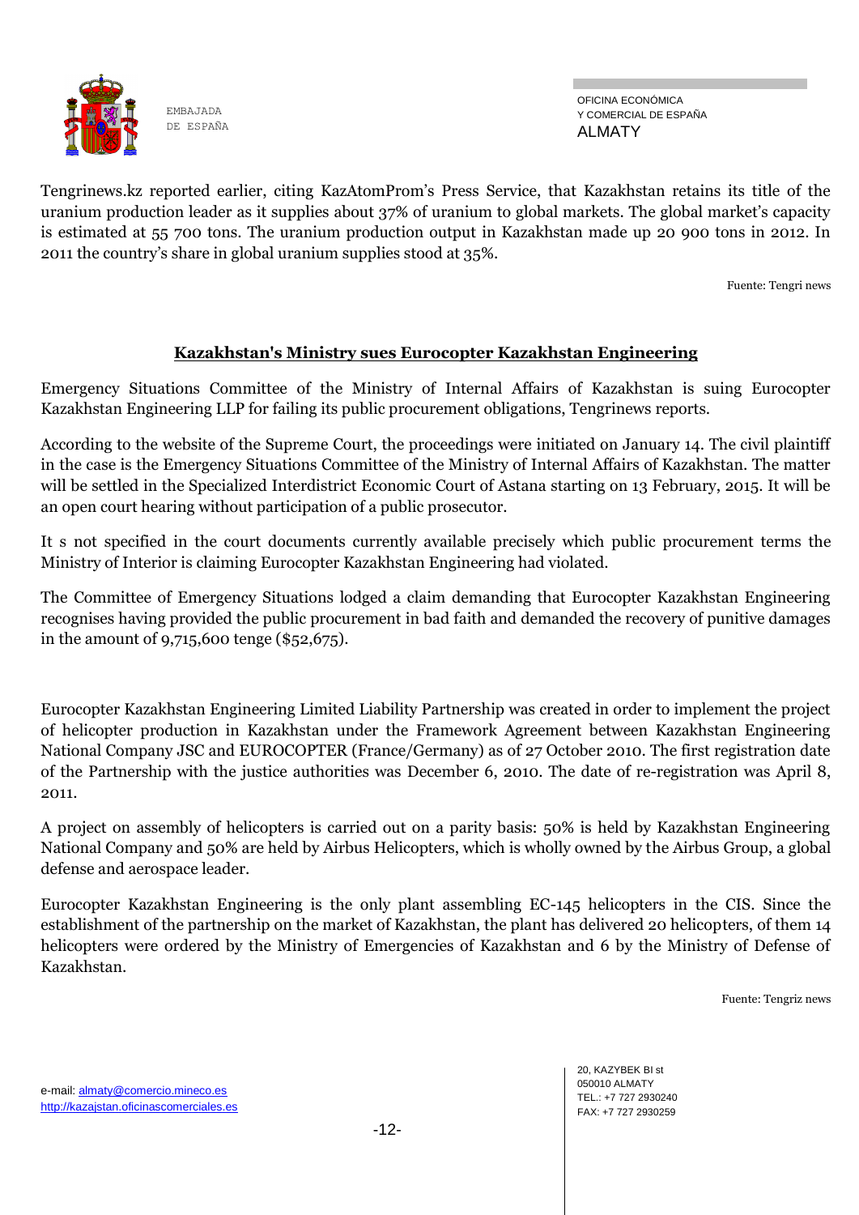Tengrinews.kz reported earlier, citing KazAtomProm's Press Service, that Kazakhstan retains its title of the uranium production leader as it supplies about 37% of uranium to global markets. The global market's capacity is estimated at 55 700 tons. The uranium production output in Kazakhstan made up 20 900 tons in 2012. In 2011 the country's share in global uranium supplies stood at 35%.

Fuente: Tengri news

## Kazakhstan's Ministry sues Eurocopter Kazakhstan Engineering

Emergency Situations Committee of the Ministry of Internal Affairs of Kazakhstan is suing Eurocopter Kazakhstan Engineering LLP for failing its public procurement obligations, Tengrinews reports.

According to the website of the Supreme Court, the proceedings were initiated on January 14. The civil plaintiff in the case is the Emergency Situations Committee of the Ministry of Internal Affairs of Kazakhstan. The matter will be settled in the Specialized Interdistrict Economic Court of Astana starting on 13 February, 2015. It will be an open court hearing without participation of a public prosecutor.

It s not specified in the court documents currently available precisely which public procurement terms the Ministry of Interior is claiming Eurocopter Kazakhstan Engineering had violated.

The Committee of Emergency Situations lodged a claim demanding that Eurocopter Kazakhstan Engineering recognises having provided the public procurement in bad faith and demanded the recovery of punitive damages in the amount of 9,715,600 tenge ($52,675).

Eurocopter Kazakhstan Engineering Limited Liability Partnership was created in order to implement the project of helicopter production in Kazakhstan under the Framework Agreement between Kazakhstan Engineering National Company JSC and EUROCOPTER (France/Germany) as of 27 October 2010. The first registration date of the Partnership with the justice authorities was December 6, 2010. The date of re-registration was April 8, 2011.

A project on assembly of helicopters is carried out on a parity basis: 50% is held by Kazakhstan Engineering National Company and 50% are held by Airbus Helicopters, which is wholly owned by the Airbus Group, a global defense and aerospace leader.

Eurocopter Kazakhstan Engineering is the only plant assembling EC-145 helicopters in the CIS. Since the establishment of the partnership on the market of Kazakhstan, the plant has delivered 20 helicopters, of them 14 helicopters were ordered by the Ministry of Emergencies of Kazakhstan and 6 by the Ministry of Defense of Kazakhstan.

Fuente: Tengriz news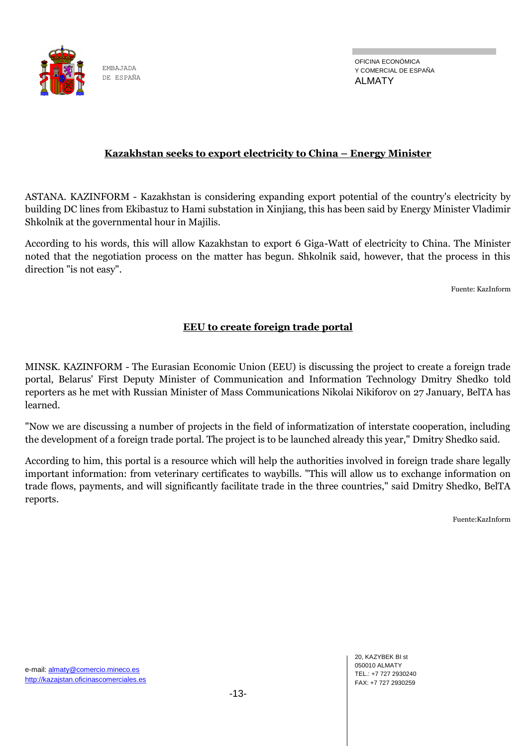## Kazakhstan seeks to export electricity to China – Energy Minister

ASTANA. KAZINFORM - Kazakhstan is considering expanding export potential of the country's electricity by building DC lines from Ekibastuz to Hami substation in Xinjiang, this has been said by Energy Minister Vladimir Shkolnik at the governmental hour in Majilis.

According to his words, this will allow Kazakhstan to export 6 Giga-Watt of electricity to China. The Minister noted that the negotiation process on the matter has begun. Shkolnik said, however, that the process in this direction "is not easy".

Fuente: KazInform

## EEU to create foreign trade portal

MINSK. KAZINFORM - The Eurasian Economic Union (EEU) is discussing the project to create a foreign trade portal, Belarus' First Deputy Minister of Communication and Information Technology Dmitry Shedko told reporters as he met with Russian Minister of Mass Communications Nikolai Nikiforov on 27 January, BelTA has learned.

"Now we are discussing a number of projects in the field of informatization of interstate cooperation, including the development of a foreign trade portal. The project is to be launched already this year," Dmitry Shedko said.

According to him, this portal is a resource which will help the authorities involved in foreign trade share legally important information: from veterinary certificates to waybills. "This will allow us to exchange information on trade flows, payments, and will significantly facilitate trade in the three countries," said Dmitry Shedko, BelTA reports.

Fuente:KazInform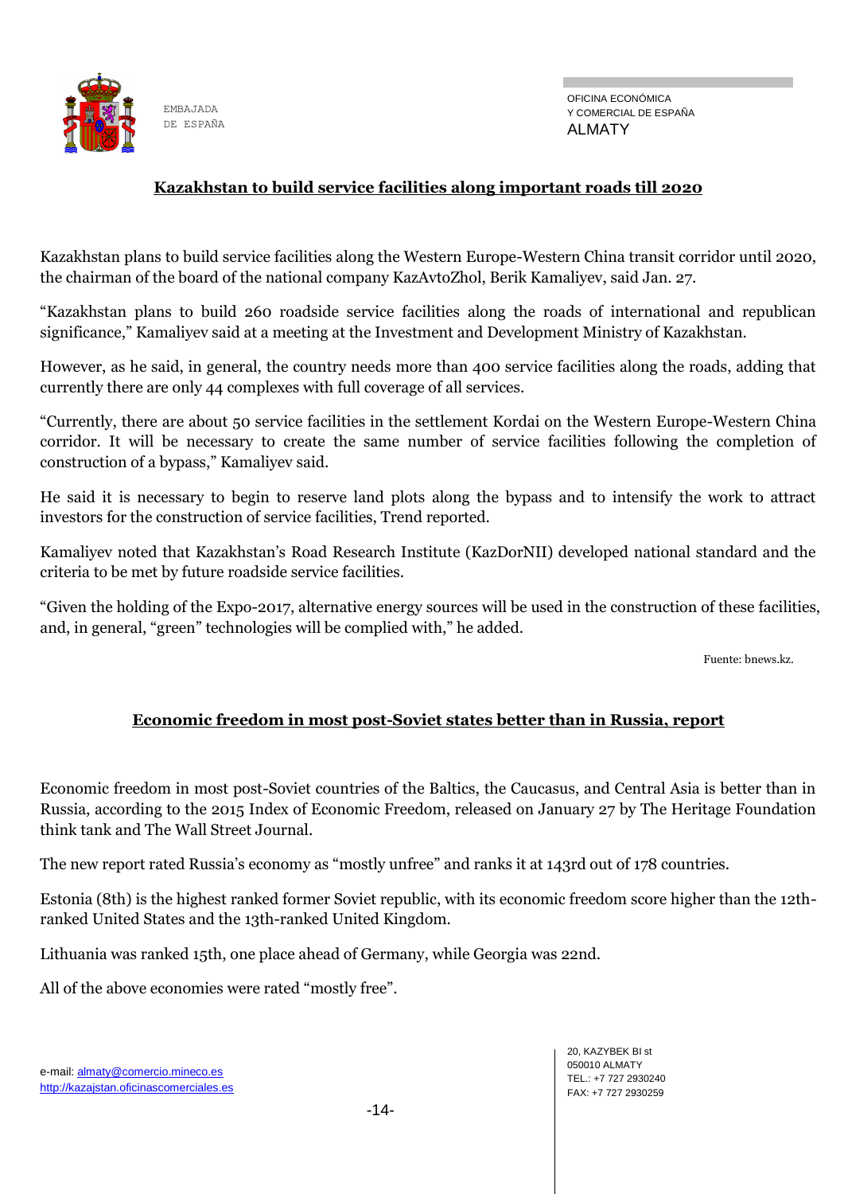## Kazakhstan to build service facilities along important roads till 2020

Kazakhstan plans to build service facilities along the Western Europe-Western China transit corridor until 2020, the chairman of the board of the national company KazAvtoZhol, Berik Kamaliyev, said Jan. 27.

"Kazakhstan plans to build 260 roadside service facilities along the roads of international and republican significance," Kamaliyev said at a meeting at the Investment and Development Ministry of Kazakhstan.

However, as he said, in general, the country needs more than 400 service facilities along the roads, adding that currently there are only 44 complexes with full coverage of all services.

"Currently, there are about 50 service facilities in the settlement Kordai on the Western Europe-Western China corridor. It will be necessary to create the same number of service facilities following the completion of construction of a bypass," Kamaliyev said.

He said it is necessary to begin to reserve land plots along the bypass and to intensify the work to attract investors for the construction of service facilities, Trend reported.

Kamaliyev noted that Kazakhstan's Road Research Institute (KazDorNII) developed national standard and the criteria to be met by future roadside service facilities.

"Given the holding of the Expo-2017, alternative energy sources will be used in the construction of these facilities, and, in general, "green" technologies will be complied with," he added.

Fuente: bnews.kz.

## Economic freedom in most post-Soviet states better than in Russia, report

Economic freedom in most post-Soviet countries of the Baltics, the Caucasus, and Central Asia is better than in Russia, according to the 2015 Index of Economic Freedom, released on January 27 by The Heritage Foundation think tank and The Wall Street Journal.

The new report rated Russia's economy as "mostly unfree" and ranks it at 143rd out of 178 countries.

Estonia (8th) is the highest ranked former Soviet republic, with its economic freedom score higher than the 12th-ranked United States and the 13th-ranked United Kingdom.

Lithuania was ranked 15th, one place ahead of Germany, while Georgia was 22nd.

All of the above economies were rated "mostly free".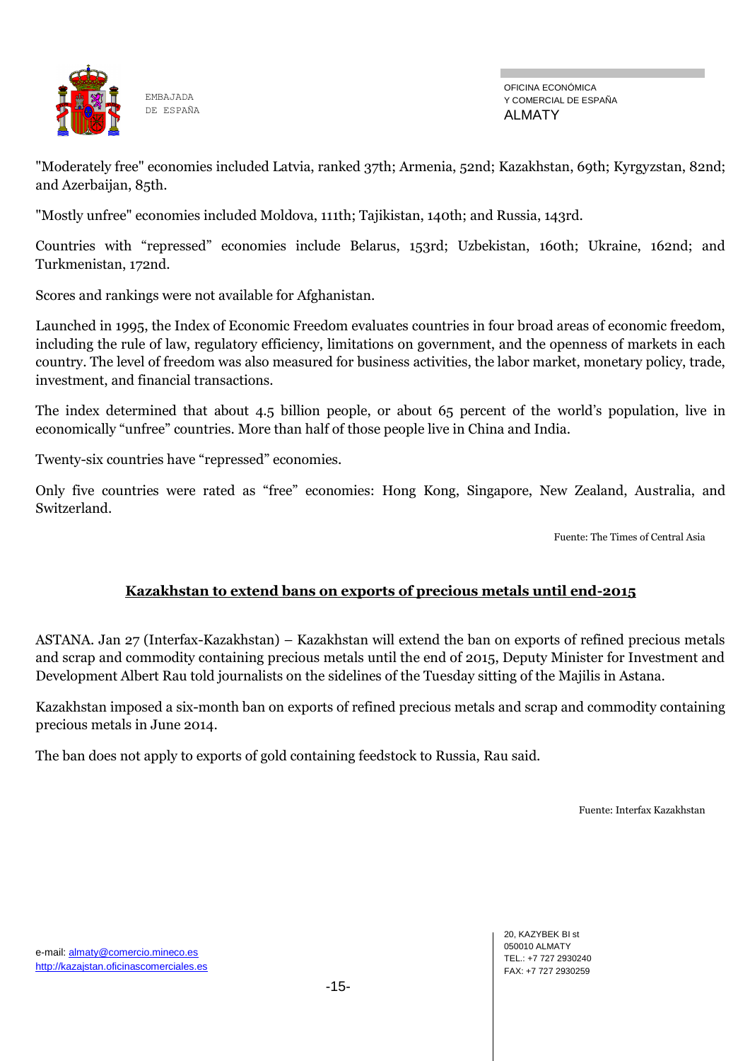"Moderately free" economies included Latvia, ranked 37th; Armenia, 52nd; Kazakhstan, 69th; Kyrgyzstan, 82nd; and Azerbaijan, 85th.

"Mostly unfree" economies included Moldova, 111th; Tajikistan, 140th; and Russia, 143rd.

Countries with "repressed" economies include Belarus, 153rd; Uzbekistan, 160th; Ukraine, 162nd; and Turkmenistan, 172nd.

Scores and rankings were not available for Afghanistan.

Launched in 1995, the Index of Economic Freedom evaluates countries in four broad areas of economic freedom, including the rule of law, regulatory efficiency, limitations on government, and the openness of markets in each country. The level of freedom was also measured for business activities, the labor market, monetary policy, trade, investment, and financial transactions.

The index determined that about 4.5 billion people, or about 65 percent of the world's population, live in economically "unfree" countries. More than half of those people live in China and India.

Twenty-six countries have "repressed" economies.

Only five countries were rated as "free" economies: Hong Kong, Singapore, New Zealand, Australia, and Switzerland.

Fuente: The Times of Central Asia

## Kazakhstan to extend bans on exports of precious metals until end-2015

ASTANA. Jan 27 (Interfax-Kazakhstan) – Kazakhstan will extend the ban on exports of refined precious metals and scrap and commodity containing precious metals until the end of 2015, Deputy Minister for Investment and Development Albert Rau told journalists on the sidelines of the Tuesday sitting of the Majilis in Astana.

Kazakhstan imposed a six-month ban on exports of refined precious metals and scrap and commodity containing precious metals in June 2014.

The ban does not apply to exports of gold containing feedstock to Russia, Rau said.

Fuente: Interfax Kazakhstan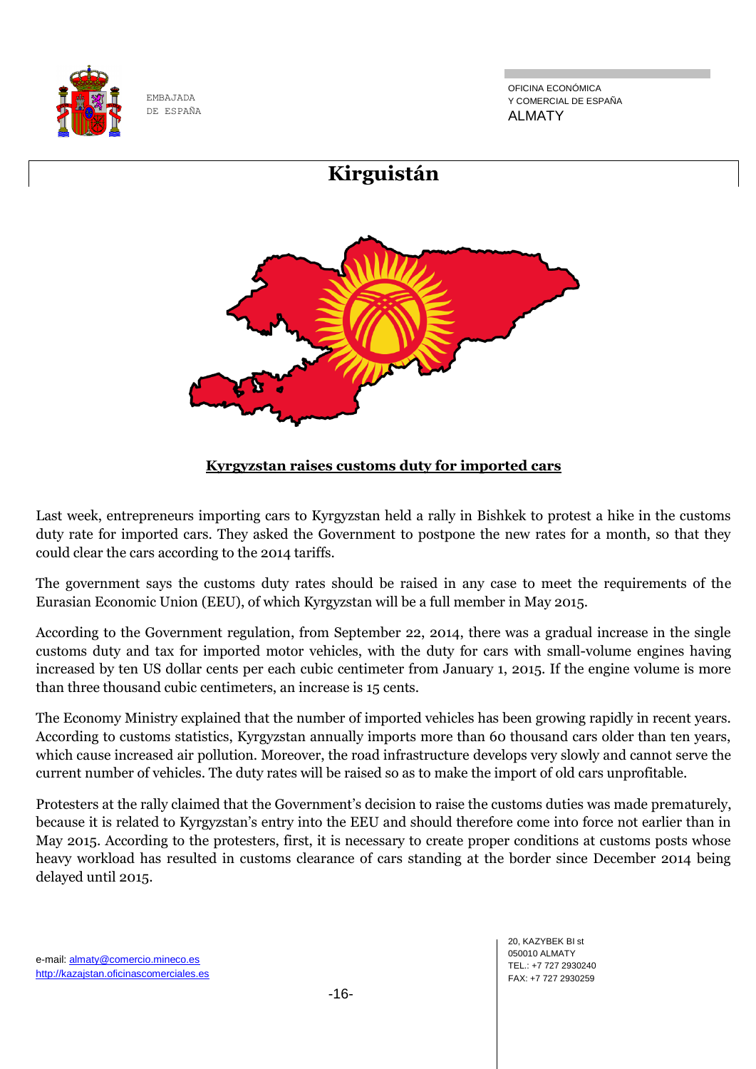# Kirguistán

**Kyrgyzstan raises customs duty for imported cars**

Last week, entrepreneurs importing cars to Kyrgyzstan held a rally in Bishkek to protest a hike in the customs duty rate for imported cars. They asked the Government to postpone the new rates for a month, so that they could clear the cars according to the 2014 tariffs.

The government says the customs duty rates should be raised in any case to meet the requirements of the Eurasian Economic Union (EEU), of which Kyrgyzstan will be a full member in May 2015.

According to the Government regulation, from September 22, 2014, there was a gradual increase in the single customs duty and tax for imported motor vehicles, with the duty for cars with small-volume engines having increased by ten US dollar cents per each cubic centimeter from January 1, 2015. If the engine volume is more than three thousand cubic centimeters, an increase is 15 cents.

The Economy Ministry explained that the number of imported vehicles has been growing rapidly in recent years. According to customs statistics, Kyrgyzstan annually imports more than 60 thousand cars older than ten years, which cause increased air pollution. Moreover, the road infrastructure develops very slowly and cannot serve the current number of vehicles. The duty rates will be raised so as to make the import of old cars unprofitable.

Protesters at the rally claimed that the Government's decision to raise the customs duties was made prematurely, because it is related to Kyrgyzstan's entry into the EEU and should therefore come into force not earlier than in May 2015. According to the protesters, first, it is necessary to create proper conditions at customs posts whose heavy workload has resulted in customs clearance of cars standing at the border since December 2014 being delayed until 2015.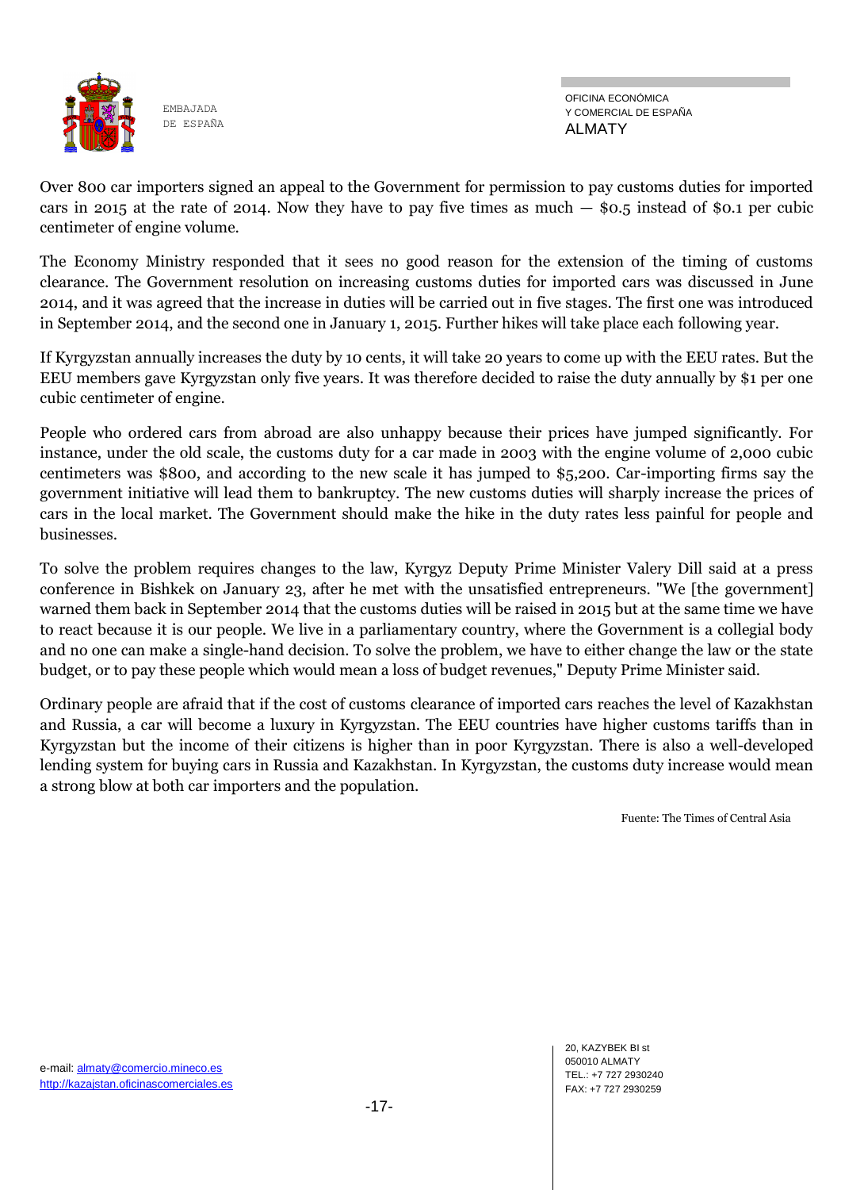Over 800 car importers signed an appeal to the Government for permission to pay customs duties for imported cars in 2015 at the rate of 2014. Now they have to pay five times as much — $0.5 instead of $0.1 per cubic centimeter of engine volume.

The Economy Ministry responded that it sees no good reason for the extension of the timing of customs clearance. The Government resolution on increasing customs duties for imported cars was discussed in June 2014, and it was agreed that the increase in duties will be carried out in five stages. The first one was introduced in September 2014, and the second one in January 1, 2015. Further hikes will take place each following year.

If Kyrgyzstan annually increases the duty by 10 cents, it will take 20 years to come up with the EEU rates. But the EEU members gave Kyrgyzstan only five years. It was therefore decided to raise the duty annually by $1 per one cubic centimeter of engine.

People who ordered cars from abroad are also unhappy because their prices have jumped significantly. For instance, under the old scale, the customs duty for a car made in 2003 with the engine volume of 2,000 cubic centimeters was $800, and according to the new scale it has jumped to $5,200. Car-importing firms say the government initiative will lead them to bankruptcy. The new customs duties will sharply increase the prices of cars in the local market. The Government should make the hike in the duty rates less painful for people and businesses.

To solve the problem requires changes to the law, Kyrgyz Deputy Prime Minister Valery Dill said at a press conference in Bishkek on January 23, after he met with the unsatisfied entrepreneurs. "We [the government] warned them back in September 2014 that the customs duties will be raised in 2015 but at the same time we have to react because it is our people. We live in a parliamentary country, where the Government is a collegial body and no one can make a single-hand decision. To solve the problem, we have to either change the law or the state budget, or to pay these people which would mean a loss of budget revenues," Deputy Prime Minister said.

Ordinary people are afraid that if the cost of customs clearance of imported cars reaches the level of Kazakhstan and Russia, a car will become a luxury in Kyrgyzstan. The EEU countries have higher customs tariffs than in Kyrgyzstan but the income of their citizens is higher than in poor Kyrgyzstan. There is also a well-developed lending system for buying cars in Russia and Kazakhstan. In Kyrgyzstan, the customs duty increase would mean a strong blow at both car importers and the population.

Fuente: The Times of Central Asia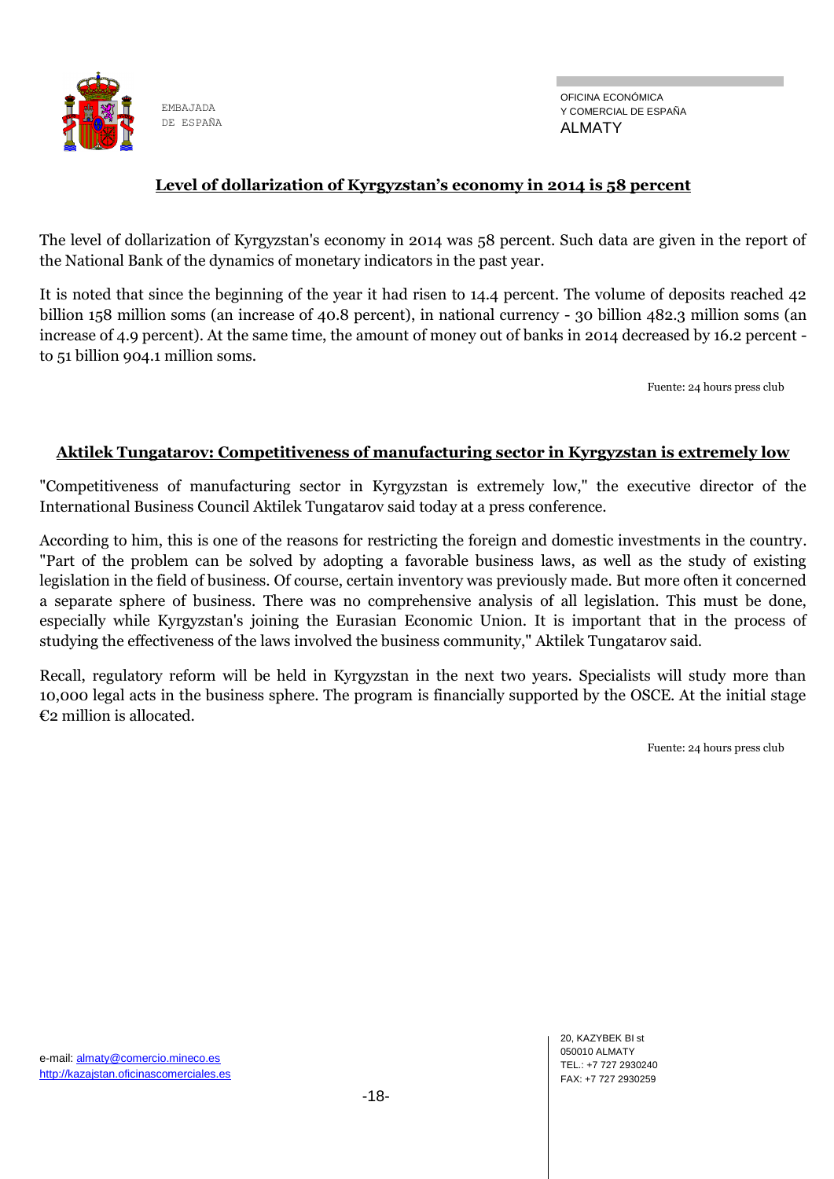## Level of dollarization of Kyrgyzstan's economy in 2014 is 58 percent

The level of dollarization of Kyrgyzstan's economy in 2014 was 58 percent. Such data are given in the report of the National Bank of the dynamics of monetary indicators in the past year.

It is noted that since the beginning of the year it had risen to 14.4 percent. The volume of deposits reached 42 billion 158 million soms (an increase of 40.8 percent), in national currency - 30 billion 482.3 million soms (an increase of 4.9 percent). At the same time, the amount of money out of banks in 2014 decreased by 16.2 percent - to 51 billion 904.1 million soms.

Fuente: 24 hours press club

## Aktilek Tungatarov: Competitiveness of manufacturing sector in Kyrgyzstan is extremely low

"Competitiveness of manufacturing sector in Kyrgyzstan is extremely low," the executive director of the International Business Council Aktilek Tungatarov said today at a press conference.

According to him, this is one of the reasons for restricting the foreign and domestic investments in the country. "Part of the problem can be solved by adopting a favorable business laws, as well as the study of existing legislation in the field of business. Of course, certain inventory was previously made. But more often it concerned a separate sphere of business. There was no comprehensive analysis of all legislation. This must be done, especially while Kyrgyzstan's joining the Eurasian Economic Union. It is important that in the process of studying the effectiveness of the laws involved the business community," Aktilek Tungatarov said.

Recall, regulatory reform will be held in Kyrgyzstan in the next two years. Specialists will study more than 10,000 legal acts in the business sphere. The program is financially supported by the OSCE. At the initial stage €2 million is allocated.

Fuente: 24 hours press club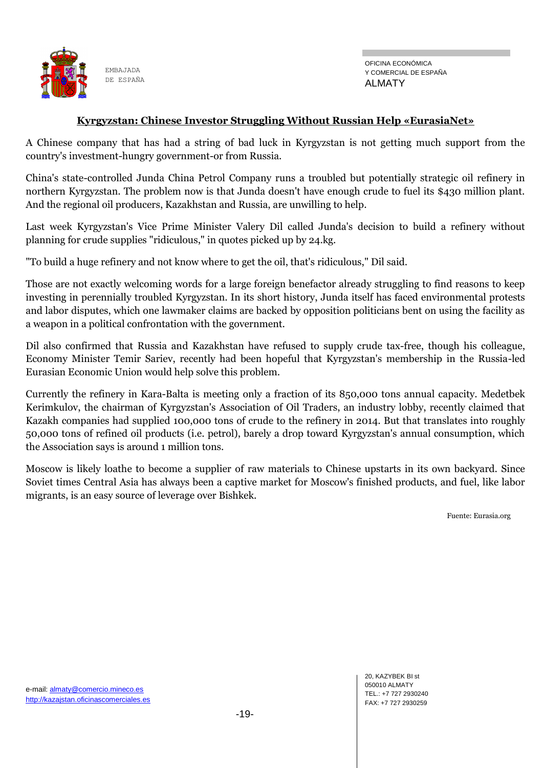## Kyrgyzstan: Chinese Investor Struggling Without Russian Help «EurasiaNet»

A Chinese company that has had a string of bad luck in Kyrgyzstan is not getting much support from the country's investment-hungry government-or from Russia.

China's state-controlled Junda China Petrol Company runs a troubled but potentially strategic oil refinery in northern Kyrgyzstan. The problem now is that Junda doesn't have enough crude to fuel its $430 million plant. And the regional oil producers, Kazakhstan and Russia, are unwilling to help.

Last week Kyrgyzstan's Vice Prime Minister Valery Dil called Junda's decision to build a refinery without planning for crude supplies "ridiculous," in quotes picked up by 24.kg.

"To build a huge refinery and not know where to get the oil, that's ridiculous," Dil said.

Those are not exactly welcoming words for a large foreign benefactor already struggling to find reasons to keep investing in perennially troubled Kyrgyzstan. In its short history, Junda itself has faced environmental protests and labor disputes, which one lawmaker claims are backed by opposition politicians bent on using the facility as a weapon in a political confrontation with the government.

Dil also confirmed that Russia and Kazakhstan have refused to supply crude tax-free, though his colleague, Economy Minister Temir Sariev, recently had been hopeful that Kyrgyzstan's membership in the Russia-led Eurasian Economic Union would help solve this problem.

Currently the refinery in Kara-Balta is meeting only a fraction of its 850,000 tons annual capacity. Medetbek Kerimkulov, the chairman of Kyrgyzstan's Association of Oil Traders, an industry lobby, recently claimed that Kazakh companies had supplied 100,000 tons of crude to the refinery in 2014. But that translates into roughly 50,000 tons of refined oil products (i.e. petrol), barely a drop toward Kyrgyzstan's annual consumption, which the Association says is around 1 million tons.

Moscow is likely loathe to become a supplier of raw materials to Chinese upstarts in its own backyard. Since Soviet times Central Asia has always been a captive market for Moscow's finished products, and fuel, like labor migrants, is an easy source of leverage over Bishkek.

Fuente: Eurasia.org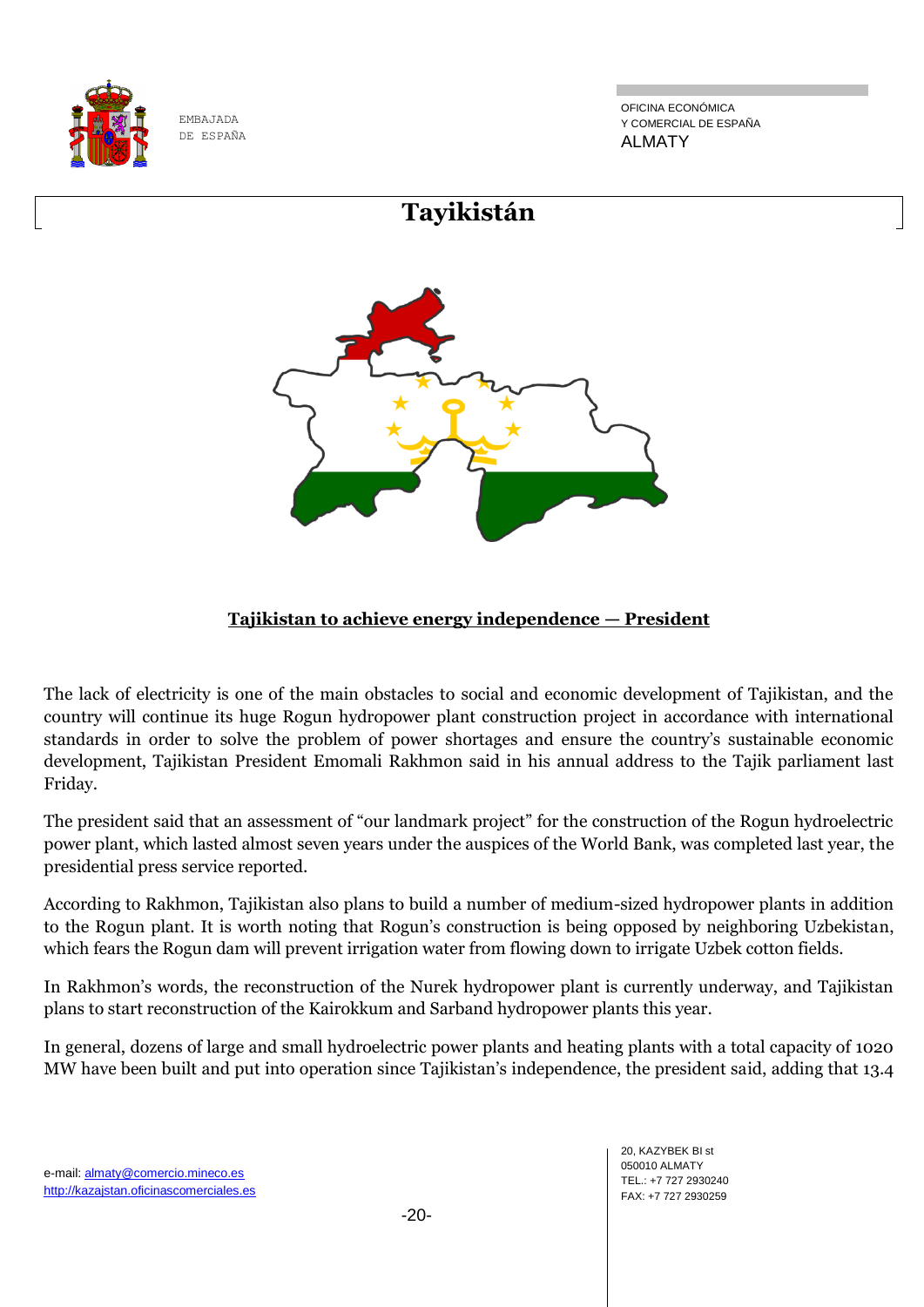# Tayikistán

**Tajikistan to achieve energy independence — President**

The lack of electricity is one of the main obstacles to social and economic development of Tajikistan, and the country will continue its huge Rogun hydropower plant construction project in accordance with international standards in order to solve the problem of power shortages and ensure the country's sustainable economic development, Tajikistan President Emomali Rakhmon said in his annual address to the Tajik parliament last Friday.

The president said that an assessment of "our landmark project" for the construction of the Rogun hydroelectric power plant, which lasted almost seven years under the auspices of the World Bank, was completed last year, the presidential press service reported.

According to Rakhmon, Tajikistan also plans to build a number of medium-sized hydropower plants in addition to the Rogun plant. It is worth noting that Rogun's construction is being opposed by neighboring Uzbekistan, which fears the Rogun dam will prevent irrigation water from flowing down to irrigate Uzbek cotton fields.

In Rakhmon's words, the reconstruction of the Nurek hydropower plant is currently underway, and Tajikistan plans to start reconstruction of the Kairokkum and Sarband hydropower plants this year.

In general, dozens of large and small hydroelectric power plants and heating plants with a total capacity of 1020 MW have been built and put into operation since Tajikistan's independence, the president said, adding that 13.4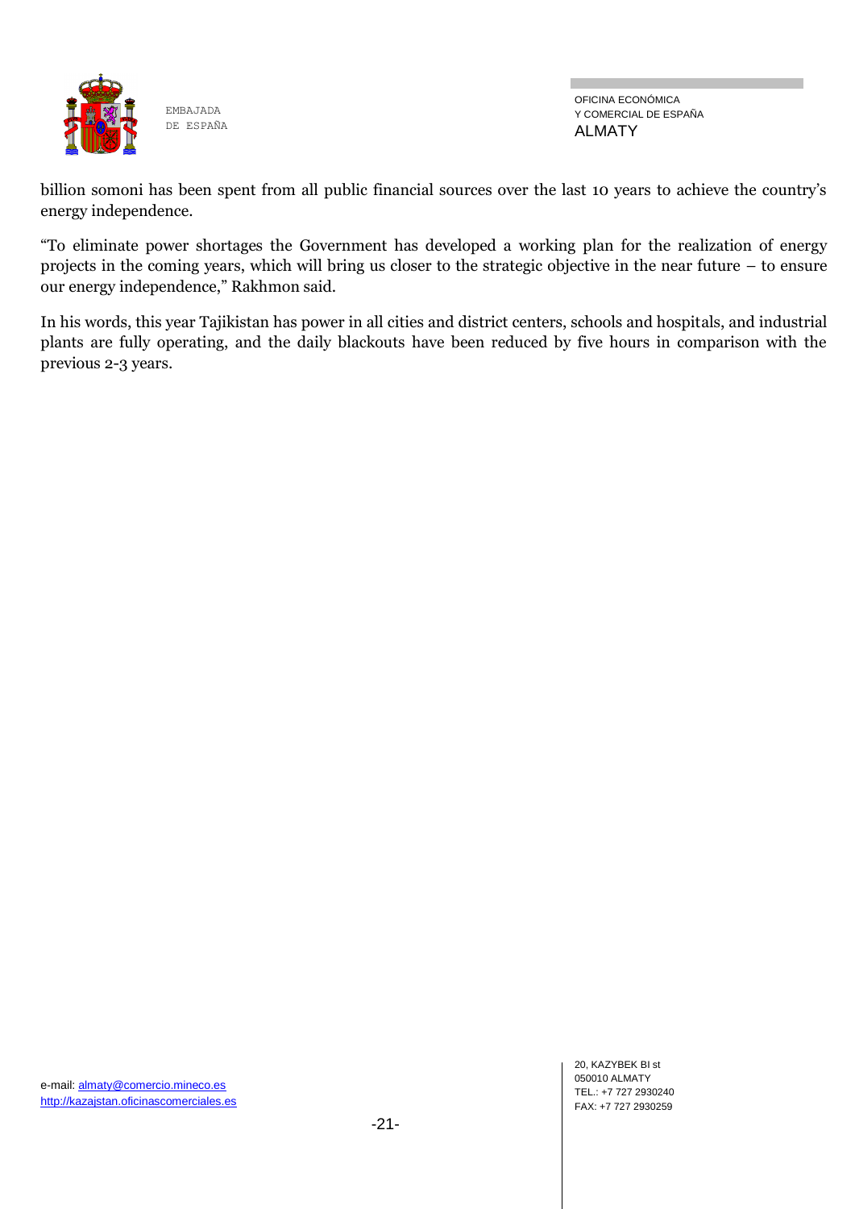billion somoni has been spent from all public financial sources over the last 10 years to achieve the country's energy independence.

"To eliminate power shortages the Government has developed a working plan for the realization of energy projects in the coming years, which will bring us closer to the strategic objective in the near future – to ensure our energy independence," Rakhmon said.

In his words, this year Tajikistan has power in all cities and district centers, schools and hospitals, and industrial plants are fully operating, and the daily blackouts have been reduced by five hours in comparison with the previous 2-3 years.